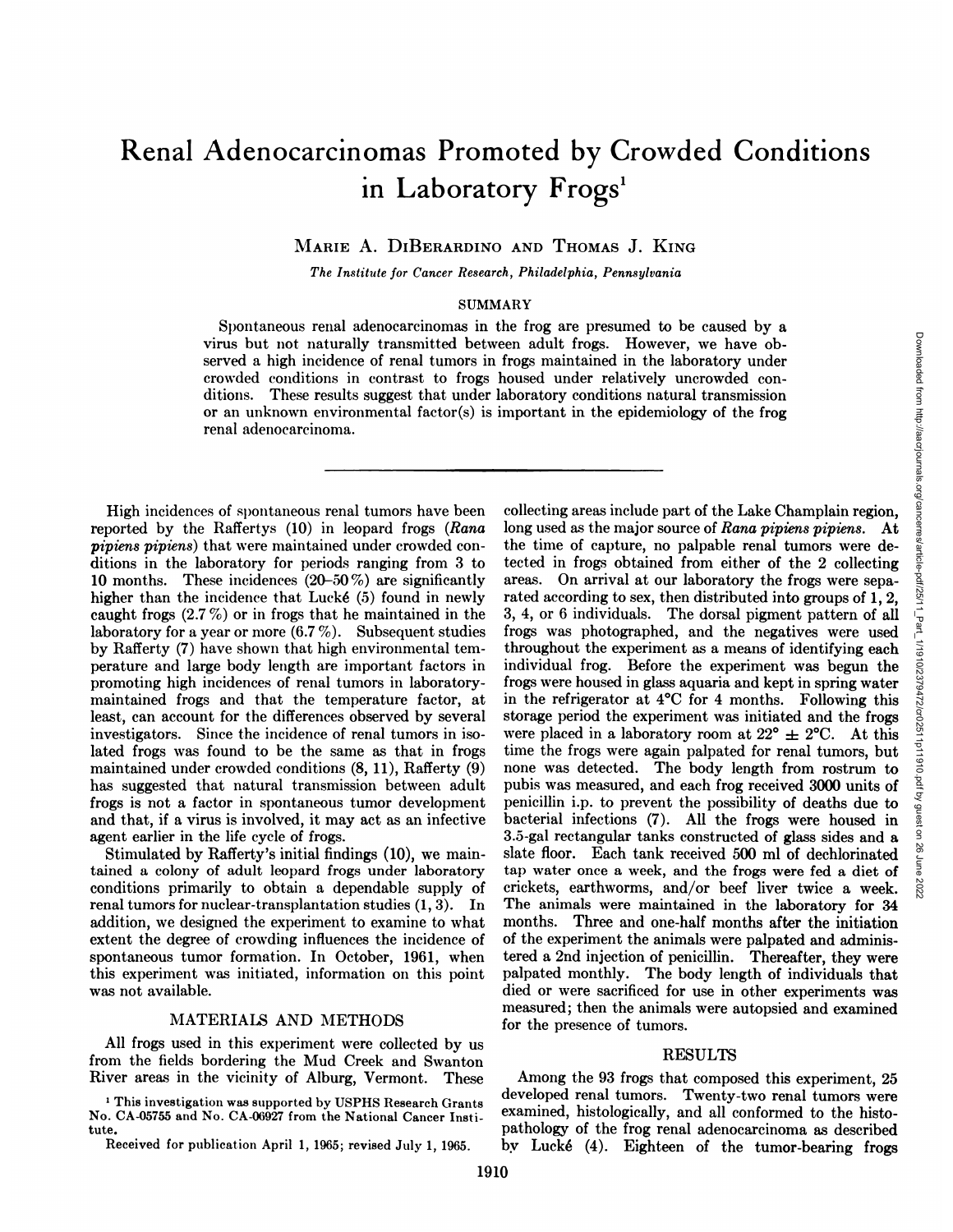# Renal Adenocarcinomas Promoted by Crowded Conditions in Laboratory Frogs[1]

Marie A. DiBerardino and Thomas J. King

*The Institute for Cancer Research, Philadelphia, Pennsylvania*

## SUMMARY

Spontaneous renal adenocarcinomas in the frog are presumed to be caused by a virus but not naturally transmitted between adult frogs. However, we have observed a high incidence of renal tumors in frogs maintained in the laboratory under crowded conditions in contrast to frogs housed under relatively uncrowded conditions. These results suggest that under laboratory conditions natural transmission or an unknown environmental factor(s) is important in the epidemiology of the frog renal adenocarcinoma.

High incidences of spontaneous renal tumors have been reported by the Raffertys (10) in leopard frogs (*Rana pipiens pipiens*) that were maintained under crowded conditions in the laboratory for periods ranging from 3 to 10 months. These incidences (20–50%) are significantly higher than the incidence that Lucké (5) found in newly caught frogs (2.7%) or in frogs that he maintained in the laboratory for a year or more (6.7%). Subsequent studies by Rafferty (7) have shown that high environmental temperature and large body length are important factors in promoting high incidences of renal tumors in laboratory-maintained frogs and that the temperature factor, at least, can account for the differences observed by several investigators. Since the incidence of renal tumors in isolated frogs was found to be the same as that in frogs maintained under crowded conditions (8, 11), Rafferty (9) has suggested that natural transmission between adult frogs is not a factor in spontaneous tumor development and that, if a virus is involved, it may act as an infective agent earlier in the life cycle of frogs.

Stimulated by Rafferty's initial findings (10), we maintained a colony of adult leopard frogs under laboratory conditions primarily to obtain a dependable supply of renal tumors for nuclear-transplantation studies (1, 3). In addition, we designed the experiment to examine to what extent the degree of crowding influences the incidence of spontaneous tumor formation. In October, 1961, when this experiment was initiated, information on this point was not available.

## MATERIALS AND METHODS

All frogs used in this experiment were collected by us from the fields bordering the Mud Creek and Swanton River areas in the vicinity of Alburg, Vermont. These collecting areas include part of the Lake Champlain region, long used as the major source of *Rana pipiens pipiens*. At the time of capture, no palpable renal tumors were detected in frogs obtained from either of the 2 collecting areas. On arrival at our laboratory the frogs were separated according to sex, then distributed into groups of 1, 2, 3, 4, or 6 individuals. The dorsal pigment pattern of all frogs was photographed, and the negatives were used throughout the experiment as a means of identifying each individual frog. Before the experiment was begun the frogs were housed in glass aquaria and kept in spring water in the refrigerator at 4°C for 4 months. Following this storage period the experiment was initiated and the frogs were placed in a laboratory room at 22° ± 2°C. At this time the frogs were again palpated for renal tumors, but none was detected. The body length from rostrum to pubis was measured, and each frog received 3000 units of penicillin i.p. to prevent the possibility of deaths due to bacterial infections (7). All the frogs were housed in 3.5-gal rectangular tanks constructed of glass sides and a slate floor. Each tank received 500 ml of dechlorinated tap water once a week, and the frogs were fed a diet of crickets, earthworms, and/or beef liver twice a week. The animals were maintained in the laboratory for 34 months. Three and one-half months after the initiation of the experiment the animals were palpated and administered a 2nd injection of penicillin. Thereafter, they were palpated monthly. The body length of individuals that died or were sacrificed for use in other experiments was measured; then the animals were autopsied and examined for the presence of tumors.

## RESULTS

Among the 93 frogs that composed this experiment, 25 developed renal tumors. Twenty-two renal tumors were examined, histologically, and all conformed to the histopathology of the frog renal adenocarcinoma as described by Lucké (4). Eighteen of the tumor-bearing frogs

[1] This investigation was supported by USPHS Research Grants No. CA-05755 and No. CA-06927 from the National Cancer Institute.

Received for publication April 1, 1965; revised July 1, 1965.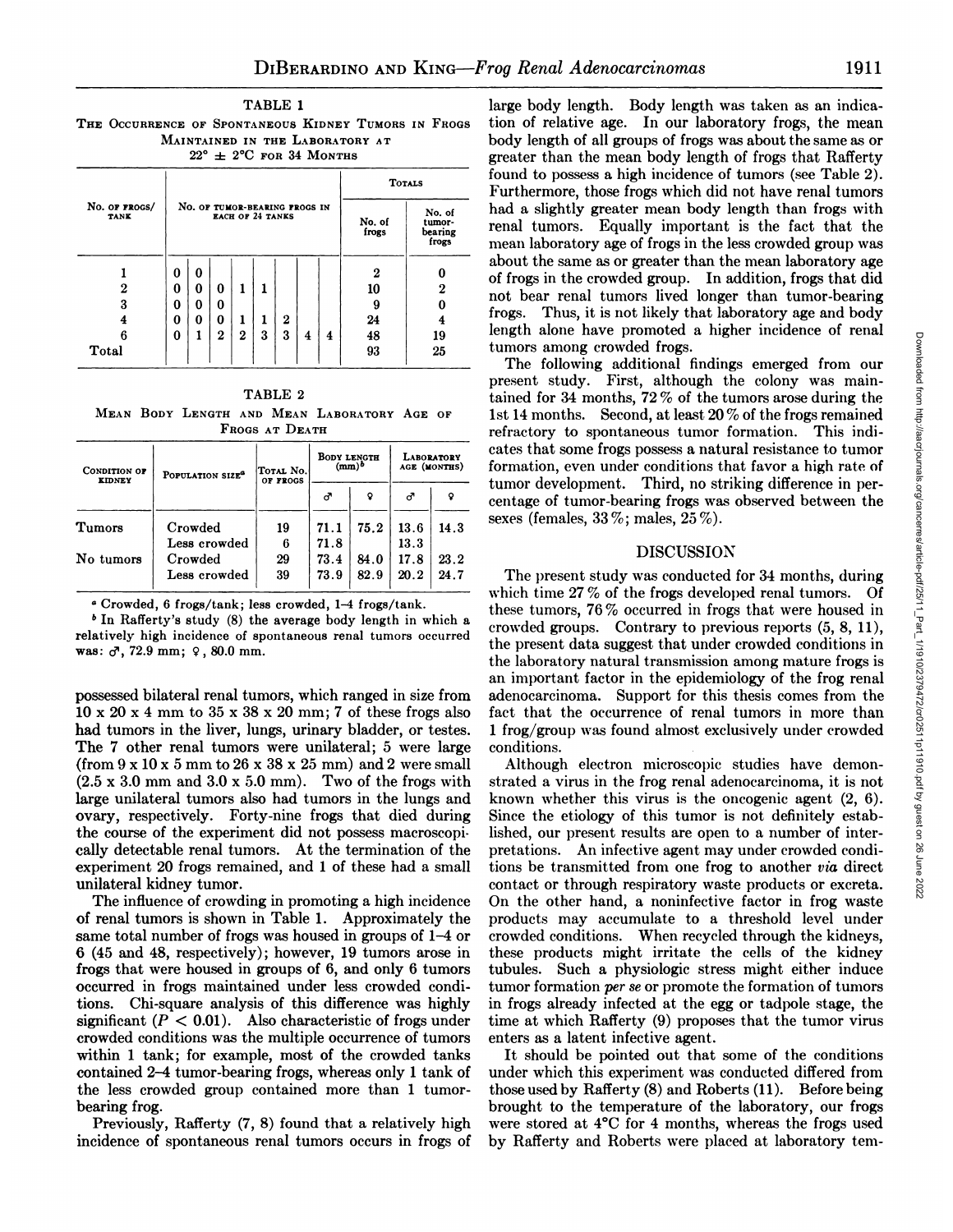TABLE 1

THE OCCURRENCE OF SPONTANEOUS KIDNEY TUMORS IN FROGS MAINTAINED IN THE LABORATORY AT 22° ± 2°C FOR 34 MONTHS

| No. of frogs/ tank | No. of tumor-bearing frogs in each of 24 tanks | | | | | | | | Totals | |
|---|---|---|---|---|---|---|---|---|---|---|
| | | | | | | | | | No. of frogs | No. of tumor-bearing frogs |
| 1 | 0 | 0 | | | | | | | 2 | 0 |
| 2 | 0 | 0 | 0 | 1 | 1 | | | | 10 | 2 |
| 3 | 0 | 0 | 0 | | | | | | 9 | 0 |
| 4 | 0 | 0 | 0 | 1 | 1 | 2 | | | 24 | 4 |
| 6 | 0 | 1 | 2 | 2 | 3 | 3 | 4 | 4 | 48 | 19 |
| Total | | | | | | | | | 93 | 25 |

TABLE 2

MEAN BODY LENGTH AND MEAN LABORATORY AGE OF FROGS AT DEATH

| Condition of kidney | Population size[a] | Total No. of frogs | Body length (mm)[b] | | Laboratory age (months) | |
|---|---|---|---|---|---|---|
| | | | ♂ | ♀ | ♂ | ♀ |
| Tumors | Crowded | 19 | 71.1 | 75.2 | 13.6 | 14.3 |
| | Less crowded | 6 | 71.8 | | 13.3 | |
| No tumors | Crowded | 29 | 73.4 | 84.0 | 17.8 | 23.2 |
| | Less crowded | 39 | 73.9 | 82.9 | 20.2 | 24.7 |

[a] Crowded, 6 frogs/tank; less crowded, 1–4 frogs/tank.

[b] In Rafferty's study (8) the average body length in which a relatively high incidence of spontaneous renal tumors occurred was: ♂, 72.9 mm; ♀, 80.0 mm.

possessed bilateral renal tumors, which ranged in size from 10 x 20 x 4 mm to 35 x 38 x 20 mm; 7 of these frogs also had tumors in the liver, lungs, urinary bladder, or testes. The 7 other renal tumors were unilateral; 5 were large (from 9 x 10 x 5 mm to 26 x 38 x 25 mm) and 2 were small (2.5 x 3.0 mm and 3.0 x 5.0 mm). Two of the frogs with large unilateral tumors also had tumors in the lungs and ovary, respectively. Forty-nine frogs that died during the course of the experiment did not possess macroscopically detectable renal tumors. At the termination of the experiment 20 frogs remained, and 1 of these had a small unilateral kidney tumor.

The influence of crowding in promoting a high incidence of renal tumors is shown in Table 1. Approximately the same total number of frogs was housed in groups of 1–4 or 6 (45 and 48, respectively); however, 19 tumors arose in frogs that were housed in groups of 6, and only 6 tumors occurred in frogs maintained under less crowded conditions. Chi-square analysis of this difference was highly significant ($P < 0.01$). Also characteristic of frogs under crowded conditions was the multiple occurrence of tumors within 1 tank; for example, most of the crowded tanks contained 2–4 tumor-bearing frogs, whereas only 1 tank of the less crowded group contained more than 1 tumor-bearing frog.

Previously, Rafferty (7, 8) found that a relatively high incidence of spontaneous renal tumors occurs in frogs of large body length. Body length was taken as an indication of relative age. In our laboratory frogs, the mean body length of all groups of frogs was about the same as or greater than the mean body length of frogs that Rafferty found to possess a high incidence of tumors (see Table 2). Furthermore, those frogs which did not have renal tumors had a slightly greater mean body length than frogs with renal tumors. Equally important is the fact that the mean laboratory age of frogs in the less crowded group was about the same as or greater than the mean laboratory age of frogs in the crowded group. In addition, frogs that did not bear renal tumors lived longer than tumor-bearing frogs. Thus, it is not likely that laboratory age and body length alone have promoted a higher incidence of renal tumors among crowded frogs.

The following additional findings emerged from our present study. First, although the colony was maintained for 34 months, 72% of the tumors arose during the 1st 14 months. Second, at least 20% of the frogs remained refractory to spontaneous tumor formation. This indicates that some frogs possess a natural resistance to tumor formation, even under conditions that favor a high rate of tumor development. Third, no striking difference in percentage of tumor-bearing frogs was observed between the sexes (females, 33%; males, 25%).

## DISCUSSION

The present study was conducted for 34 months, during which time 27% of the frogs developed renal tumors. Of these tumors, 76% occurred in frogs that were housed in crowded groups. Contrary to previous reports (5, 8, 11), the present data suggest that under crowded conditions in the laboratory natural transmission among mature frogs is an important factor in the epidemiology of the frog renal adenocarcinoma. Support for this thesis comes from the fact that the occurrence of renal tumors in more than 1 frog/group was found almost exclusively under crowded conditions.

Although electron microscopic studies have demonstrated a virus in the frog renal adenocarcinoma, it is not known whether this virus is the oncogenic agent (2, 6). Since the etiology of this tumor is not definitely established, our present results are open to a number of interpretations. An infective agent may under crowded conditions be transmitted from one frog to another *via* direct contact or through respiratory waste products or excreta. On the other hand, a noninfective factor in frog waste products may accumulate to a threshold level under crowded conditions. When recycled through the kidneys, these products might irritate the cells of the kidney tubules. Such a physiologic stress might either induce tumor formation *per se* or promote the formation of tumors in frogs already infected at the egg or tadpole stage, the time at which Rafferty (9) proposes that the tumor virus enters as a latent infective agent.

It should be pointed out that some of the conditions under which this experiment was conducted differed from those used by Rafferty (8) and Roberts (11). Before being brought to the temperature of the laboratory, our frogs were stored at 4°C for 4 months, whereas the frogs used by Rafferty and Roberts were placed at laboratory tem-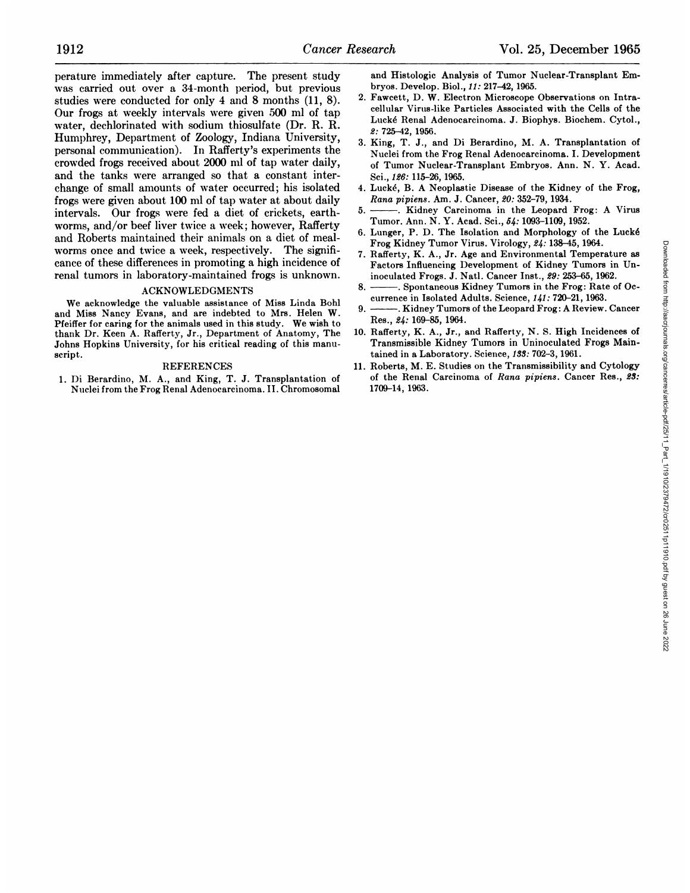perature immediately after capture. The present study was carried out over a 34-month period, but previous studies were conducted for only 4 and 8 months (11, 8). Our frogs at weekly intervals were given 500 ml of tap water, dechlorinated with sodium thiosulfate (Dr. R. R. Humphrey, Department of Zoology, Indiana University, personal communication). In Rafferty's experiments the crowded frogs received about 2000 ml of tap water daily, and the tanks were arranged so that a constant interchange of small amounts of water occurred; his isolated frogs were given about 100 ml of tap water at about daily intervals. Our frogs were fed a diet of crickets, earthworms, and/or beef liver twice a week; however, Rafferty and Roberts maintained their animals on a diet of mealworms once and twice a week, respectively. The significance of these differences in promoting a high incidence of renal tumors in laboratory-maintained frogs is unknown.

## ACKNOWLEDGMENTS

We acknowledge the valuable assistance of Miss Linda Bohl and Miss Nancy Evans, and are indebted to Mrs. Helen W. Pfeiffer for caring for the animals used in this study. We wish to thank Dr. Keen A. Rafferty, Jr., Department of Anatomy, The Johns Hopkins University, for his critical reading of this manuscript.

## REFERENCES

1. Di Berardino, M. A., and King, T. J. Transplantation of Nuclei from the Frog Renal Adenocarcinoma. II. Chromosomal and Histologic Analysis of Tumor Nuclear-Transplant Embryos. Develop. Biol., *11:* 217–42, 1965.
2. Fawcett, D. W. Electron Microscope Observations on Intracellular Virus-like Particles Associated with the Cells of the Lucké Renal Adenocarcinoma. J. Biophys. Biochem. Cytol., *2:* 725–42, 1956.
3. King, T. J., and Di Berardino, M. A. Transplantation of Nuclei from the Frog Renal Adenocarcinoma. I. Development of Tumor Nuclear-Transplant Embryos. Ann. N. Y. Acad. Sci., *126:* 115–26, 1965.
4. Lucké, B. A Neoplastic Disease of the Kidney of the Frog, *Rana pipiens*. Am. J. Cancer, *20:* 352–79, 1934.
5. ———. Kidney Carcinoma in the Leopard Frog: A Virus Tumor. Ann. N. Y. Acad. Sci., *54:* 1093–1109, 1952.
6. Lunger, P. D. The Isolation and Morphology of the Lucké Frog Kidney Tumor Virus. Virology, *24:* 138–45, 1964.
7. Rafferty, K. A., Jr. Age and Environmental Temperature as Factors Influencing Development of Kidney Tumors in Uninoculated Frogs. J. Natl. Cancer Inst., *29:* 253–65, 1962.
8. ———. Spontaneous Kidney Tumors in the Frog: Rate of Occurrence in Isolated Adults. Science, *141:* 720–21, 1963.
9. ———. Kidney Tumors of the Leopard Frog: A Review. Cancer Res., *24:* 169–85, 1964.
10. Rafferty, K. A., Jr., and Rafferty, N. S. High Incidences of Transmissible Kidney Tumors in Uninoculated Frogs Maintained in a Laboratory. Science, *133:* 702–3, 1961.
11. Roberts, M. E. Studies on the Transmissibility and Cytology of the Renal Carcinoma of *Rana pipiens*. Cancer Res., *23:* 1709–14, 1963.